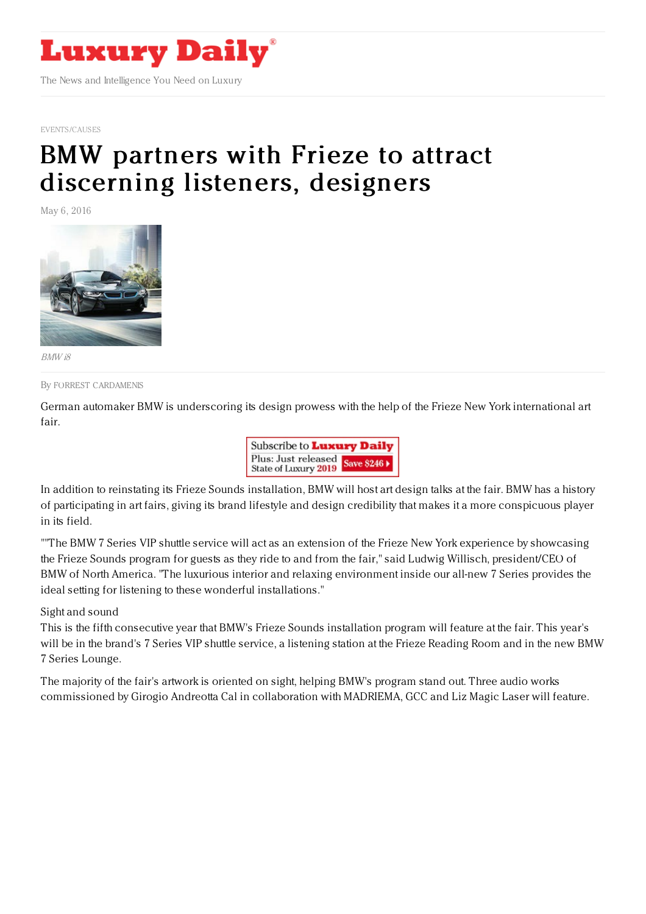Luxury Daily

The News and Intelligence You Need on Luxury

EVENTS/CAUSES

# BMW partners with Frieze to attract discerning listeners, designers

May 6, 2016

*BMW i8*

By FORREST CARDAMENIS

German automaker BMW is underscoring its design prowess with the help of the Frieze New York international art fair.

In addition to reinstating its Frieze Sounds installation, BMW will host art design talks at the fair. BMW has a history of participating in art fairs, giving its brand lifestyle and design credibility that makes it a more conspicuous player in its field.

""The BMW 7 Series VIP shuttle service will act as an extension of the Frieze New York experience by showcasing the Frieze Sounds program for guests as they ride to and from the fair," said Ludwig Willisch, president/CEO of BMW of North America. "The luxurious interior and relaxing environment inside our all-new 7 Series provides the ideal setting for listening to these wonderful installations."

Sight and sound

This is the fifth consecutive year that BMW's Frieze Sounds installation program will feature at the fair. This year's will be in the brand's 7 Series VIP shuttle service, a listening station at the Frieze Reading Room and in the new BMW 7 Series Lounge.

The majority of the fair's artwork is oriented on sight, helping BMW's program stand out. Three audio works commissioned by Girogio Andreotta Cal in collaboration with MADRIEMA, GCC and Liz Magic Laser will feature.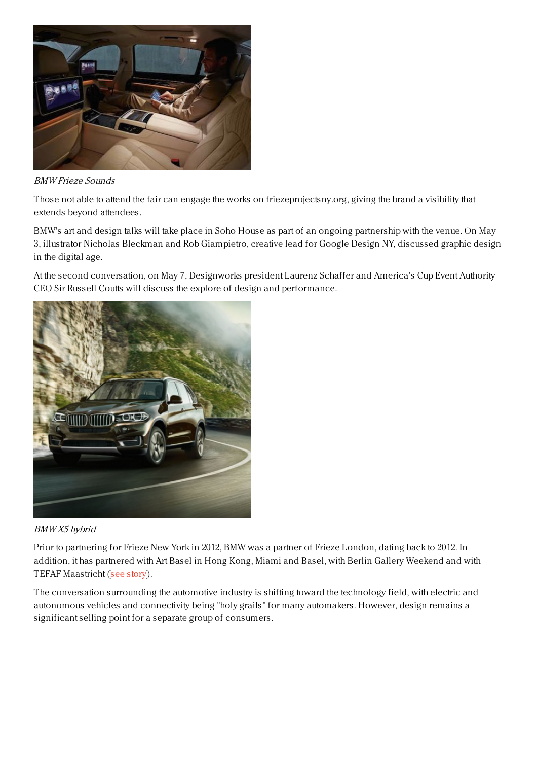*BMW Frieze Sounds*

Those not able to attend the fair can engage the works on friezeprojectsny.org, giving the brand a visibility that extends beyond attendees.

BMW's art and design talks will take place in Soho House as part of an ongoing partnership with the venue. On May 3, illustrator Nicholas Bleckman and Rob Giampietro, creative lead for Google Design NY, discussed graphic design in the digital age.

At the second conversation, on May 7, Designworks president Laurenz Schaffer and America's Cup Event Authority CEO Sir Russell Coutts will discuss the explore of design and performance.

*BMW X5 hybrid*

Prior to partnering for Frieze New York in 2012, BMW was a partner of Frieze London, dating back to 2012. In addition, it has partnered with Art Basel in Hong Kong, Miami and Basel, with Berlin Gallery Weekend and with TEFAF Maastricht (see story).

The conversation surrounding the automotive industry is shifting toward the technology field, with electric and autonomous vehicles and connectivity being "holy grails" for many automakers. However, design remains a significant selling point for a separate group of consumers.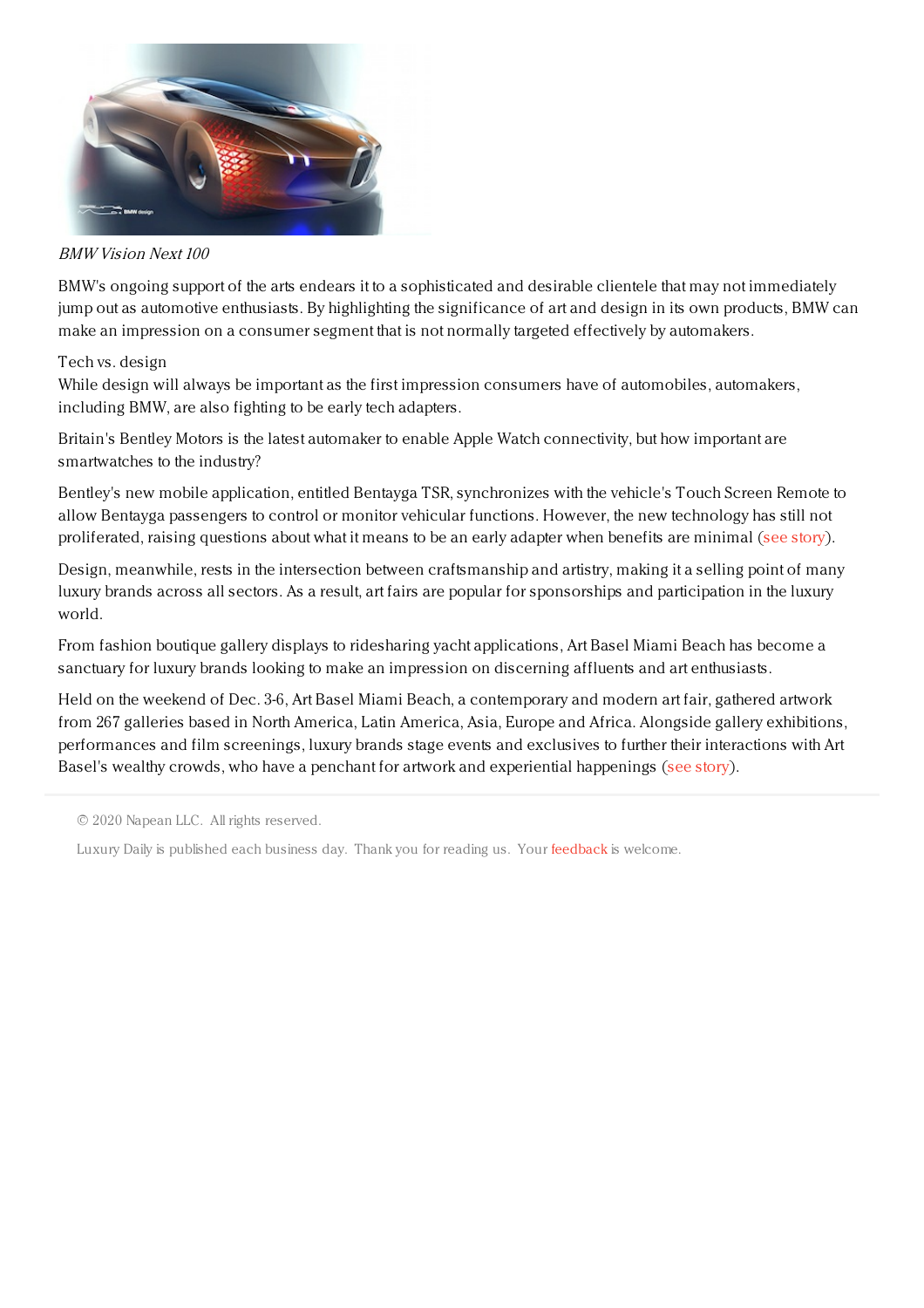*BMW Vision Next 100*

BMW's ongoing support of the arts endears it to a sophisticated and desirable clientele that may not immediately jump out as automotive enthusiasts. By highlighting the significance of art and design in its own products, BMW can make an impression on a consumer segment that is not normally targeted effectively by automakers.

Tech vs. design

While design will always be important as the first impression consumers have of automobiles, automakers, including BMW, are also fighting to be early tech adapters.

Britain's Bentley Motors is the latest automaker to enable Apple Watch connectivity, but how important are smartwatches to the industry?

Bentley's new mobile application, entitled Bentayga TSR, synchronizes with the vehicle's Touch Screen Remote to allow Bentayga passengers to control or monitor vehicular functions. However, the new technology has still not proliferated, raising questions about what it means to be an early adapter when benefits are minimal (see story).

Design, meanwhile, rests in the intersection between craftsmanship and artistry, making it a selling point of many luxury brands across all sectors. As a result, art fairs are popular for sponsorships and participation in the luxury world.

From fashion boutique gallery displays to ridesharing yacht applications, Art Basel Miami Beach has become a sanctuary for luxury brands looking to make an impression on discerning affluents and art enthusiasts.

Held on the weekend of Dec. 3-6, Art Basel Miami Beach, a contemporary and modern art fair, gathered artwork from 267 galleries based in North America, Latin America, Asia, Europe and Africa. Alongside gallery exhibitions, performances and film screenings, luxury brands stage events and exclusives to further their interactions with Art Basel's wealthy crowds, who have a penchant for artwork and experiential happenings (see story).

© 2020 Napean LLC. All rights reserved.

Luxury Daily is published each business day. Thank you for reading us. Your feedback is welcome.